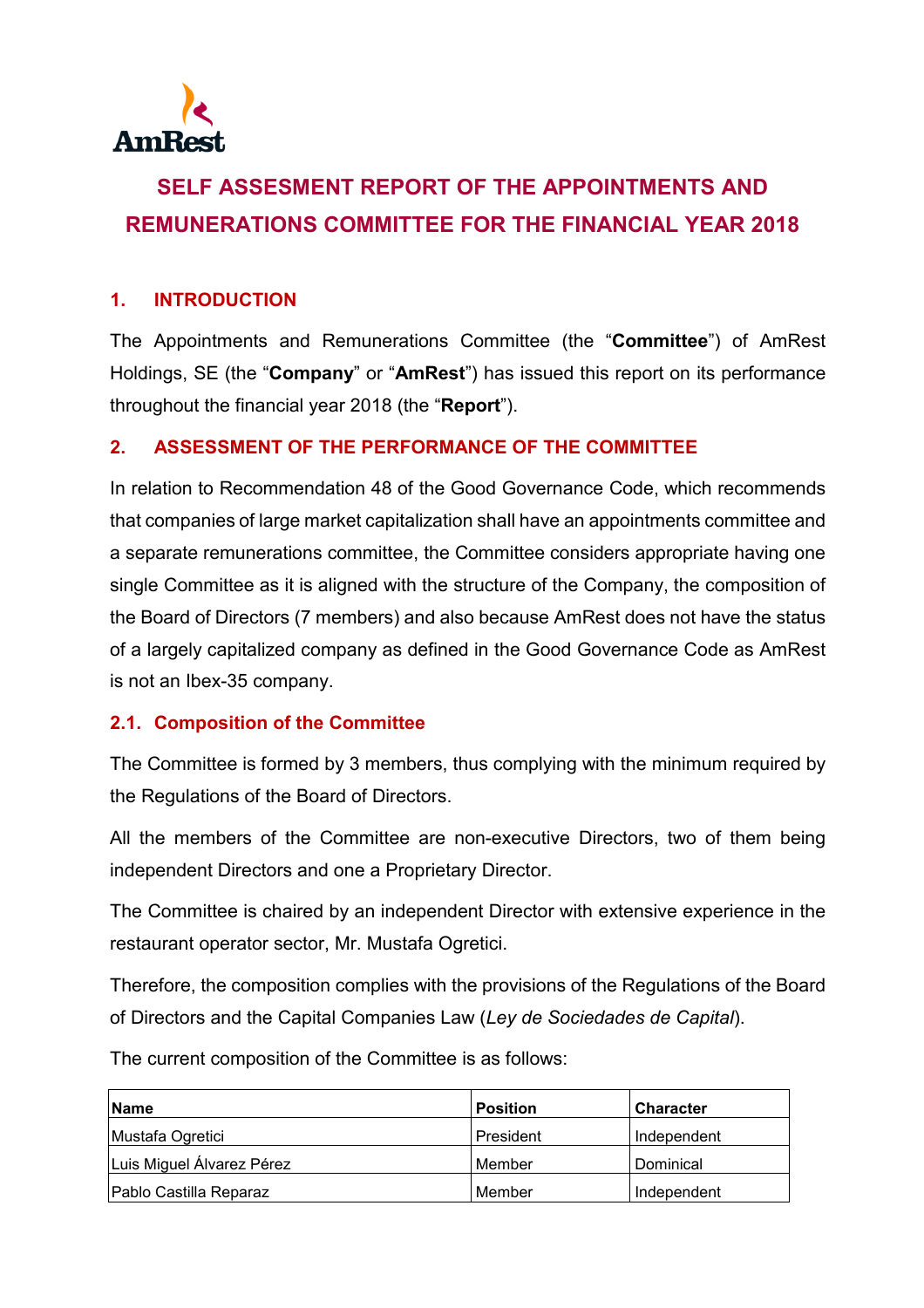AmRest

# SELF ASSESMENT REPORT OF THE APPOINTMENTS AND REMUNERATIONS COMMITTEE FOR THE FINANCIAL YEAR 2018

## 1. INTRODUCTION

The Appointments and Remunerations Committee (the "**Committee**") of AmRest Holdings, SE (the "**Company**" or "**AmRest**") has issued this report on its performance throughout the financial year 2018 (the "**Report**").

## 2. ASSESSMENT OF THE PERFORMANCE OF THE COMMITTEE

In relation to Recommendation 48 of the Good Governance Code, which recommends that companies of large market capitalization shall have an appointments committee and a separate remunerations committee, the Committee considers appropriate having one single Committee as it is aligned with the structure of the Company, the composition of the Board of Directors (7 members) and also because AmRest does not have the status of a largely capitalized company as defined in the Good Governance Code as AmRest is not an Ibex-35 company.

### 2.1. Composition of the Committee

The Committee is formed by 3 members, thus complying with the minimum required by the Regulations of the Board of Directors.

All the members of the Committee are non-executive Directors, two of them being independent Directors and one a Proprietary Director.

The Committee is chaired by an independent Director with extensive experience in the restaurant operator sector, Mr. Mustafa Ogretici.

Therefore, the composition complies with the provisions of the Regulations of the Board of Directors and the Capital Companies Law (*Ley de Sociedades de Capital*).

The current composition of the Committee is as follows:

| Name | Position | Character |
|---|---|---|
| Mustafa Ogretici | President | Independent |
| Luis Miguel Álvarez Pérez | Member | Dominical |
| Pablo Castilla Reparaz | Member | Independent |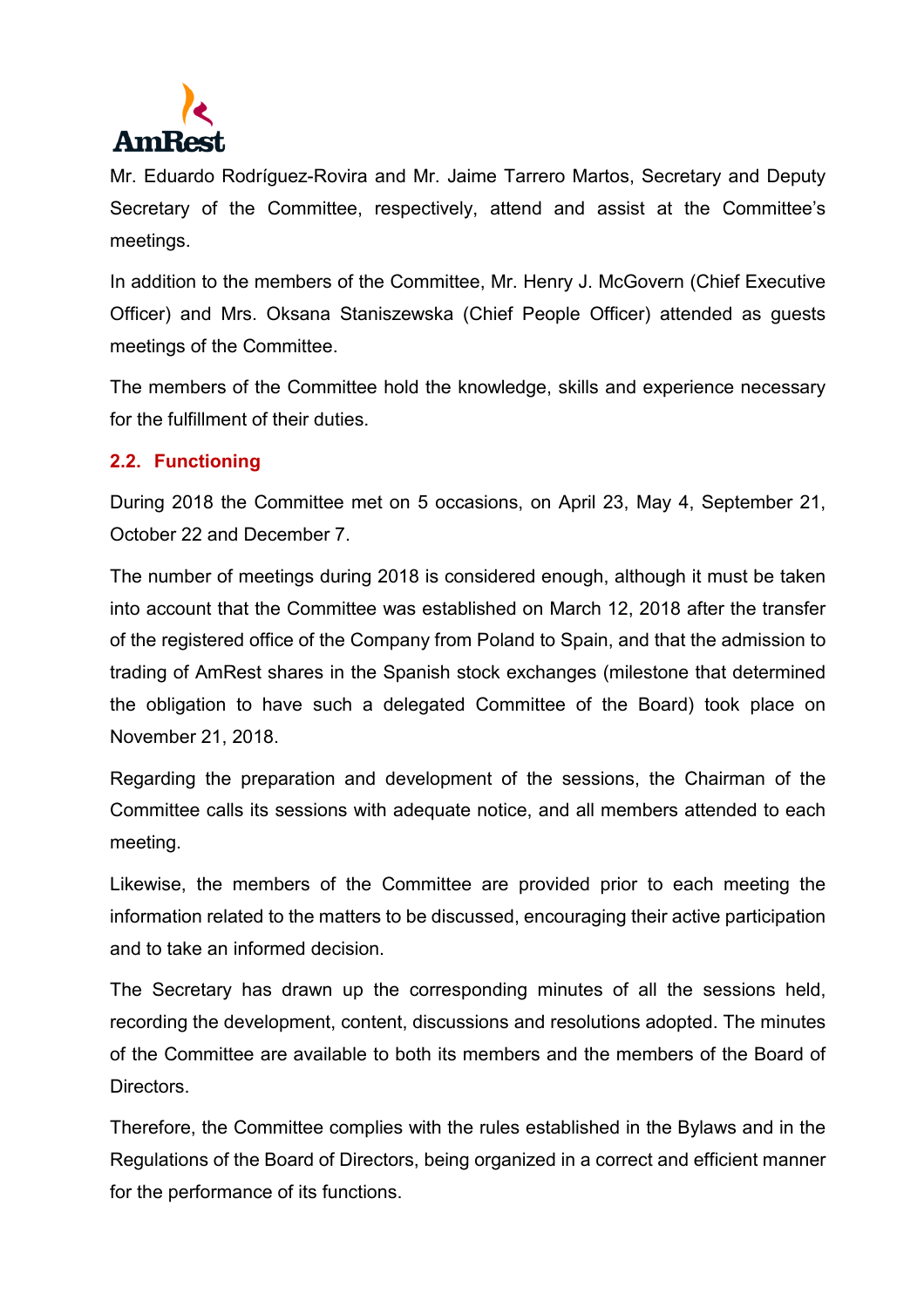Mr. Eduardo Rodríguez-Rovira and Mr. Jaime Tarrero Martos, Secretary and Deputy Secretary of the Committee, respectively, attend and assist at the Committee's meetings.

In addition to the members of the Committee, Mr. Henry J. McGovern (Chief Executive Officer) and Mrs. Oksana Staniszewska (Chief People Officer) attended as guests meetings of the Committee.

The members of the Committee hold the knowledge, skills and experience necessary for the fulfillment of their duties.

### 2.2. Functioning

During 2018 the Committee met on 5 occasions, on April 23, May 4, September 21, October 22 and December 7.

The number of meetings during 2018 is considered enough, although it must be taken into account that the Committee was established on March 12, 2018 after the transfer of the registered office of the Company from Poland to Spain, and that the admission to trading of AmRest shares in the Spanish stock exchanges (milestone that determined the obligation to have such a delegated Committee of the Board) took place on November 21, 2018.

Regarding the preparation and development of the sessions, the Chairman of the Committee calls its sessions with adequate notice, and all members attended to each meeting.

Likewise, the members of the Committee are provided prior to each meeting the information related to the matters to be discussed, encouraging their active participation and to take an informed decision.

The Secretary has drawn up the corresponding minutes of all the sessions held, recording the development, content, discussions and resolutions adopted. The minutes of the Committee are available to both its members and the members of the Board of Directors.

Therefore, the Committee complies with the rules established in the Bylaws and in the Regulations of the Board of Directors, being organized in a correct and efficient manner for the performance of its functions.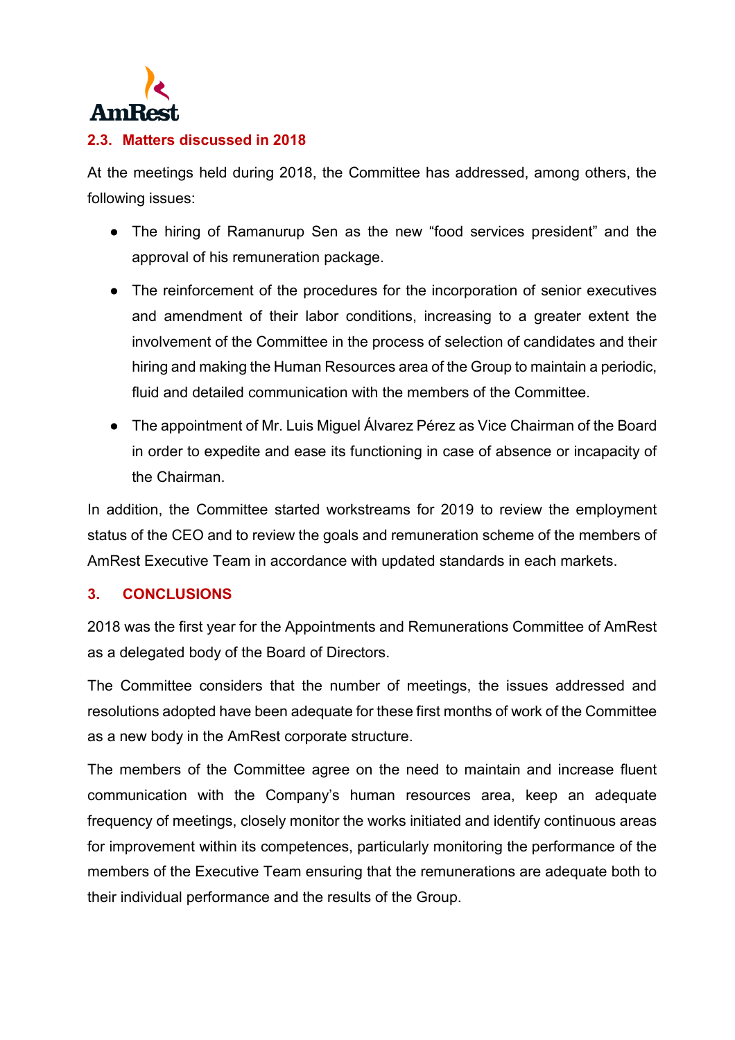## 2.3. Matters discussed in 2018

At the meetings held during 2018, the Committee has addressed, among others, the following issues:

- The hiring of Ramanurup Sen as the new "food services president" and the approval of his remuneration package.
- The reinforcement of the procedures for the incorporation of senior executives and amendment of their labor conditions, increasing to a greater extent the involvement of the Committee in the process of selection of candidates and their hiring and making the Human Resources area of the Group to maintain a periodic, fluid and detailed communication with the members of the Committee.
- The appointment of Mr. Luis Miguel Álvarez Pérez as Vice Chairman of the Board in order to expedite and ease its functioning in case of absence or incapacity of the Chairman.

In addition, the Committee started workstreams for 2019 to review the employment status of the CEO and to review the goals and remuneration scheme of the members of AmRest Executive Team in accordance with updated standards in each markets.

# 3. CONCLUSIONS

2018 was the first year for the Appointments and Remunerations Committee of AmRest as a delegated body of the Board of Directors.

The Committee considers that the number of meetings, the issues addressed and resolutions adopted have been adequate for these first months of work of the Committee as a new body in the AmRest corporate structure.

The members of the Committee agree on the need to maintain and increase fluent communication with the Company's human resources area, keep an adequate frequency of meetings, closely monitor the works initiated and identify continuous areas for improvement within its competences, particularly monitoring the performance of the members of the Executive Team ensuring that the remunerations are adequate both to their individual performance and the results of the Group.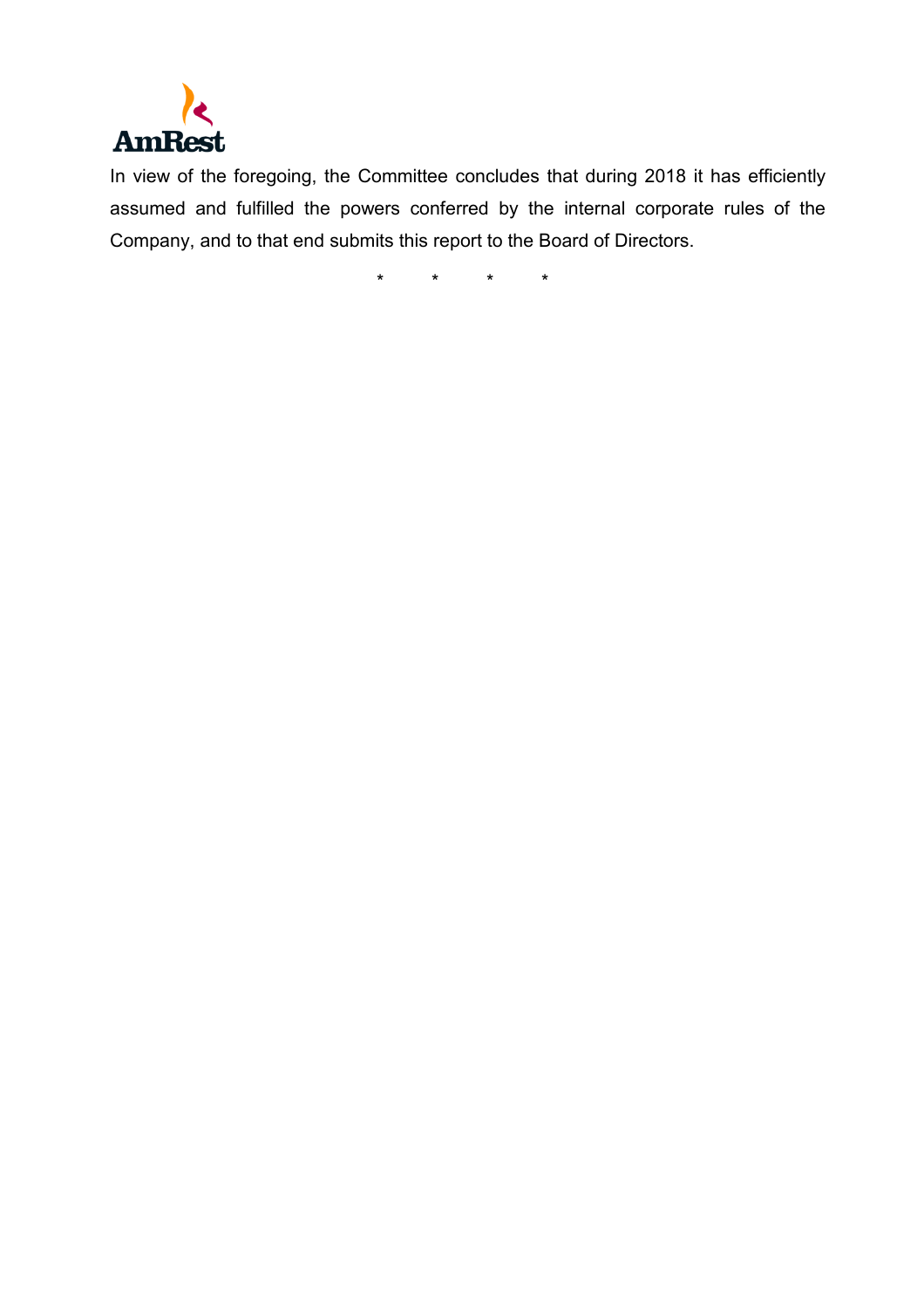In view of the foregoing, the Committee concludes that during 2018 it has efficiently assumed and fulfilled the powers conferred by the internal corporate rules of the Company, and to that end submits this report to the Board of Directors.

\*        \*        \*        \*